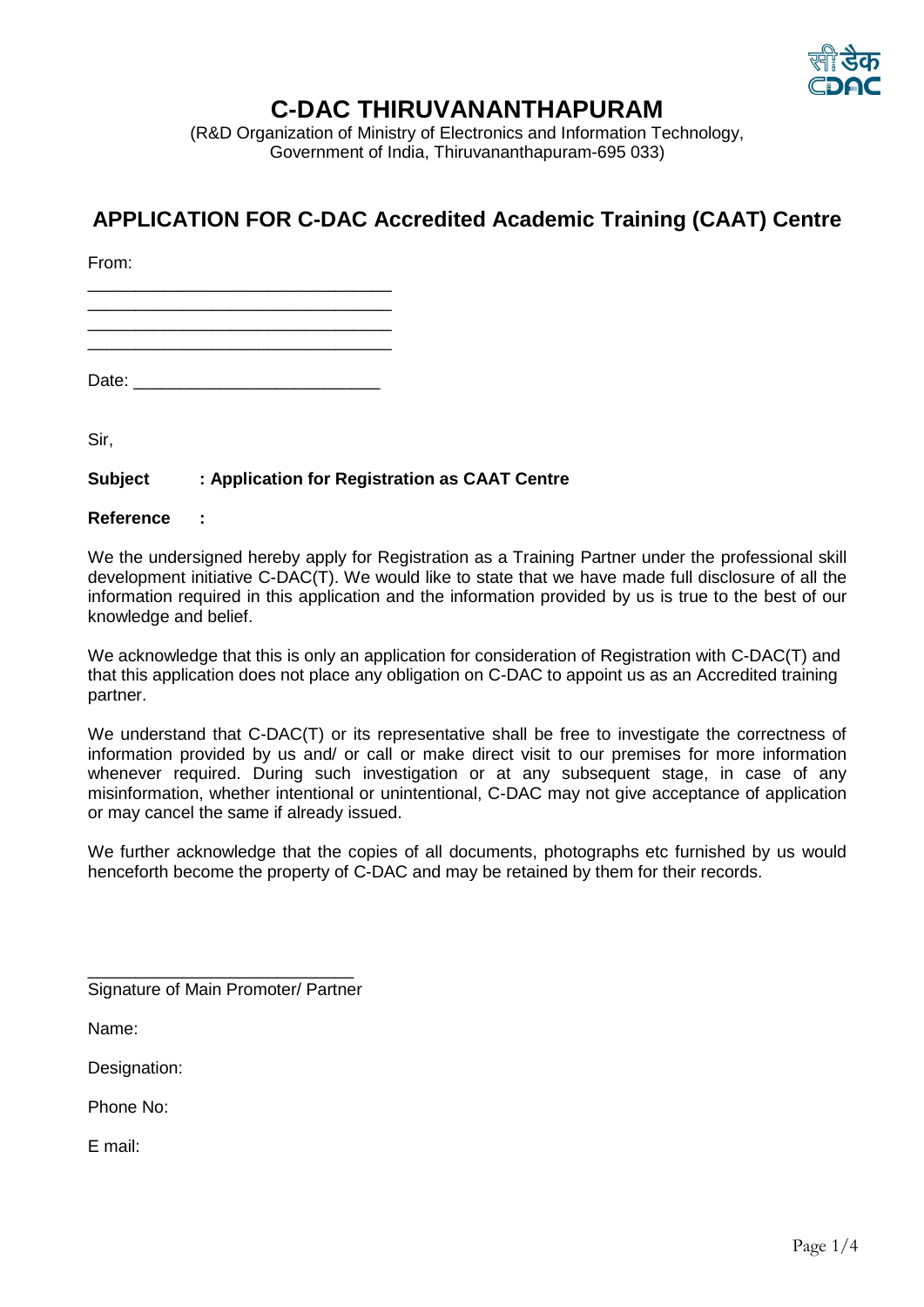# C-DAC THIRUVANANTHAPURAM

(R&D Organization of Ministry of Electronics and Information Technology, Government of India, Thiruvananthapuram-695 033)

## APPLICATION FOR C-DAC Accredited Academic Training (CAAT) Centre

From:

\_\_\_\_\_\_\_\_\_\_\_\_\_\_\_\_\_\_\_\_\_\_\_\_\_\_\_\_\_\_\_\_

\_\_\_\_\_\_\_\_\_\_\_\_\_\_\_\_\_\_\_\_\_\_\_\_\_\_\_\_\_\_\_\_

\_\_\_\_\_\_\_\_\_\_\_\_\_\_\_\_\_\_\_\_\_\_\_\_\_\_\_\_\_\_\_\_

\_\_\_\_\_\_\_\_\_\_\_\_\_\_\_\_\_\_\_\_\_\_\_\_\_\_\_\_\_\_\_\_

Date: \_\_\_\_\_\_\_\_\_\_\_\_\_\_\_\_\_\_\_\_\_\_\_\_\_\_

Sir,

**Subject : Application for Registration as CAAT Centre**

**Reference :**

We the undersigned hereby apply for Registration as a Training Partner under the professional skill development initiative C-DAC(T). We would like to state that we have made full disclosure of all the information required in this application and the information provided by us is true to the best of our knowledge and belief.

We acknowledge that this is only an application for consideration of Registration with C-DAC(T) and that this application does not place any obligation on C-DAC to appoint us as an Accredited training partner.

We understand that C-DAC(T) or its representative shall be free to investigate the correctness of information provided by us and/ or call or make direct visit to our premises for more information whenever required. During such investigation or at any subsequent stage, in case of any misinformation, whether intentional or unintentional, C-DAC may not give acceptance of application or may cancel the same if already issued.

We further acknowledge that the copies of all documents, photographs etc furnished by us would henceforth become the property of C-DAC and may be retained by them for their records.

\_\_\_\_\_\_\_\_\_\_\_\_\_\_\_\_\_\_\_\_\_\_\_\_\_\_\_\_

Signature of Main Promoter/ Partner

Name:

Designation:

Phone No:

E mail: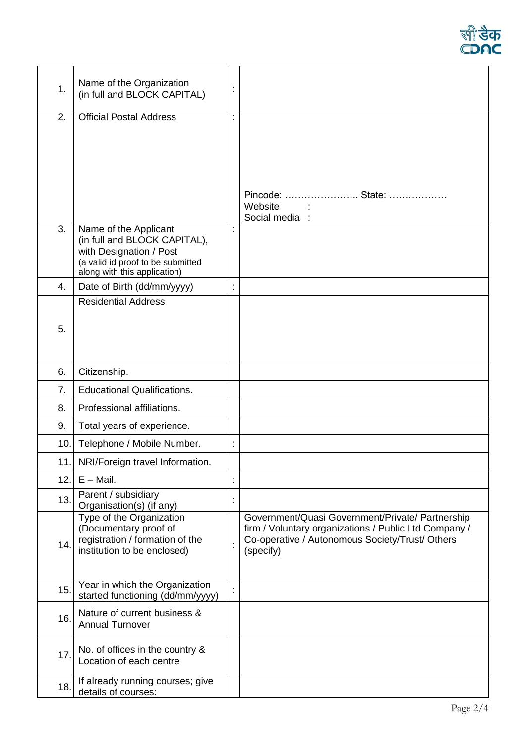| | | | |
|---|---|---|---|
| 1. | Name of the Organization (in full and BLOCK CAPITAL) | : | |
| 2. | Official Postal Address | : | Pincode: …………………. State: ……………… <br> Website : <br> Social media : |
| 3. | Name of the Applicant (in full and BLOCK CAPITAL), with Designation / Post (a valid id proof to be submitted along with this application) | : | |
| 4. | Date of Birth (dd/mm/yyyy) | : | |
| 5. | Residential Address | | |
| 6. | Citizenship. | | |
| 7. | Educational Qualifications. | | |
| 8. | Professional affiliations. | | |
| 9. | Total years of experience. | | |
| 10. | Telephone / Mobile Number. | : | |
| 11. | NRI/Foreign travel Information. | | |
| 12. | E – Mail. | : | |
| 13. | Parent / subsidiary Organisation(s) (if any) | : | |
| 14. | Type of the Organization (Documentary proof of registration / formation of the institution to be enclosed) | : | Government/Quasi Government/Private/ Partnership firm / Voluntary organizations / Public Ltd Company / Co-operative / Autonomous Society/Trust/ Others (specify) |
| 15. | Year in which the Organization started functioning (dd/mm/yyyy) | : | |
| 16. | Nature of current business & Annual Turnover | | |
| 17. | No. of offices in the country & Location of each centre | | |
| 18. | If already running courses; give details of courses: | | |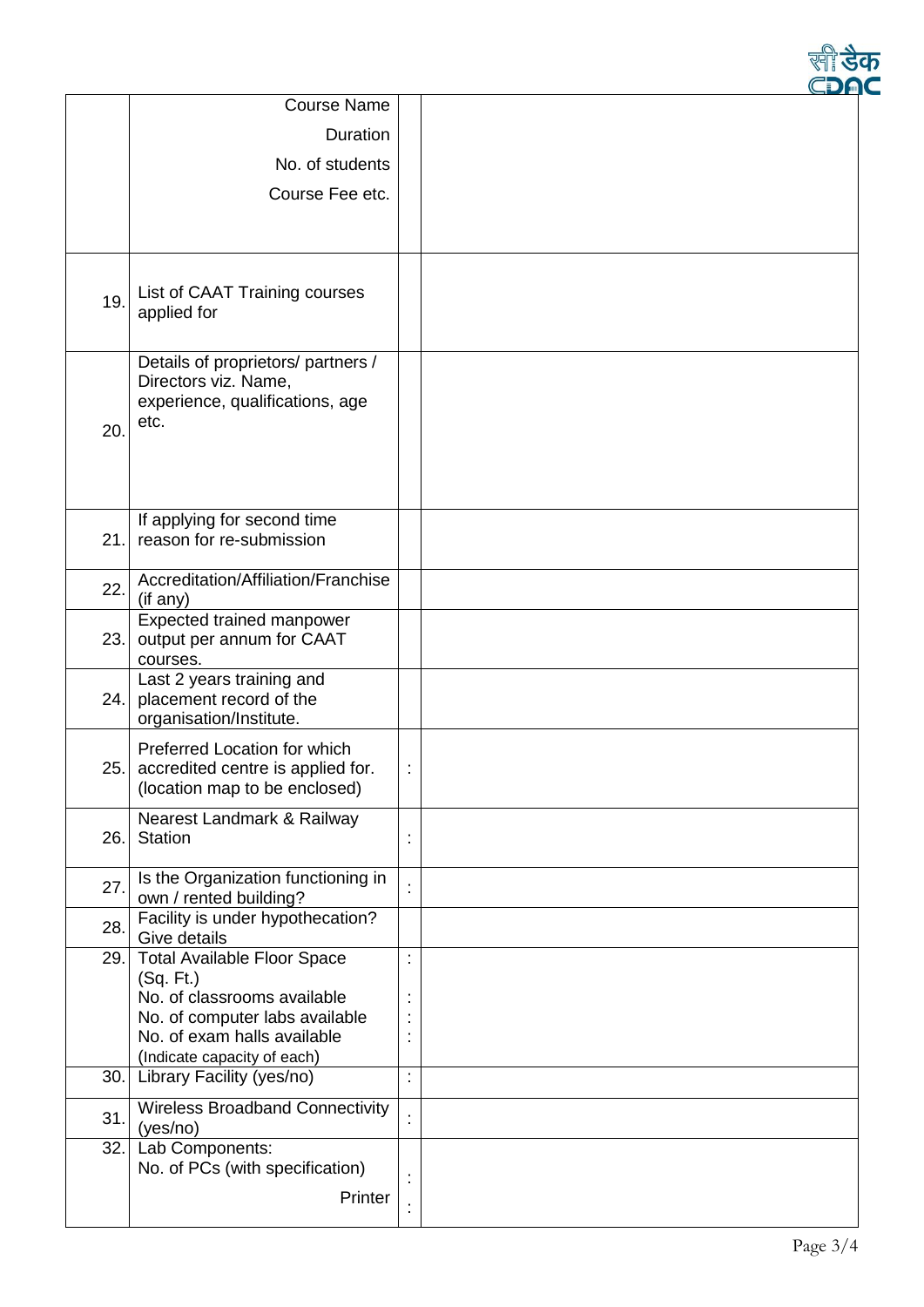| | | | |
|---|---|---|---|
| | Course Name<br>Duration<br>No. of students<br>Course Fee etc. | | |
| 19. | List of CAAT Training courses applied for | | |
| 20. | Details of proprietors/ partners / Directors viz. Name, experience, qualifications, age etc. | | |
| 21. | If applying for second time reason for re-submission | | |
| 22. | Accreditation/Affiliation/Franchise (if any) | | |
| 23. | Expected trained manpower output per annum for CAAT courses. | | |
| 24. | Last 2 years training and placement record of the organisation/Institute. | | |
| 25. | Preferred Location for which accredited centre is applied for. (location map to be enclosed) | : | |
| 26. | Nearest Landmark & Railway Station | : | |
| 27. | Is the Organization functioning in own / rented building? | : | |
| 28. | Facility is under hypothecation? Give details | | |
| 29. | Total Available Floor Space (Sq. Ft.)<br>No. of classrooms available<br>No. of computer labs available<br>No. of exam halls available<br>(Indicate capacity of each) | :<br>:<br>:<br>: | |
| 30. | Library Facility (yes/no) | : | |
| 31. | Wireless Broadband Connectivity (yes/no) | : | |
| 32. | Lab Components:<br>No. of PCs (with specification)<br>Printer | :<br>: | |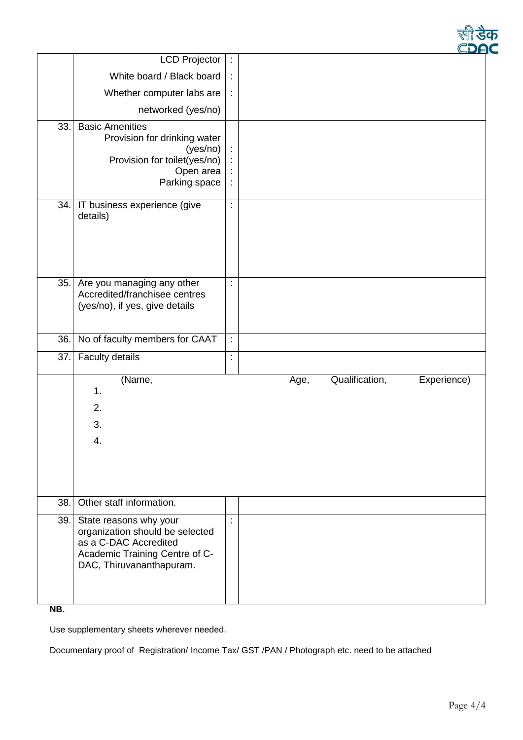| | | | |
|---|---|---|---|
| | LCD Projector<br>White board / Black board<br>Whether computer labs are networked (yes/no) | :<br>:<br>: | |
| 33. | Basic Amenities<br>Provision for drinking water (yes/no)<br>Provision for toilet(yes/no)<br>Open area<br>Parking space | :<br>:<br>:<br>: | |
| 34. | IT business experience (give details) | : | |
| 35. | Are you managing any other Accredited/franchisee centres (yes/no), if yes, give details | : | |
| 36. | No of faculty members for CAAT | : | |
| 37. | Faculty details | : | |
| | (Name, Age, Qualification, Experience)<br>1.<br>2.<br>3.<br>4. | | |
| 38. | Other staff information. | | |
| 39. | State reasons why your organization should be selected as a C-DAC Accredited Academic Training Centre of C-DAC, Thiruvananthapuram. | : | |

**NB.**

Use supplementary sheets wherever needed.

Documentary proof of Registration/ Income Tax/ GST /PAN / Photograph etc. need to be attached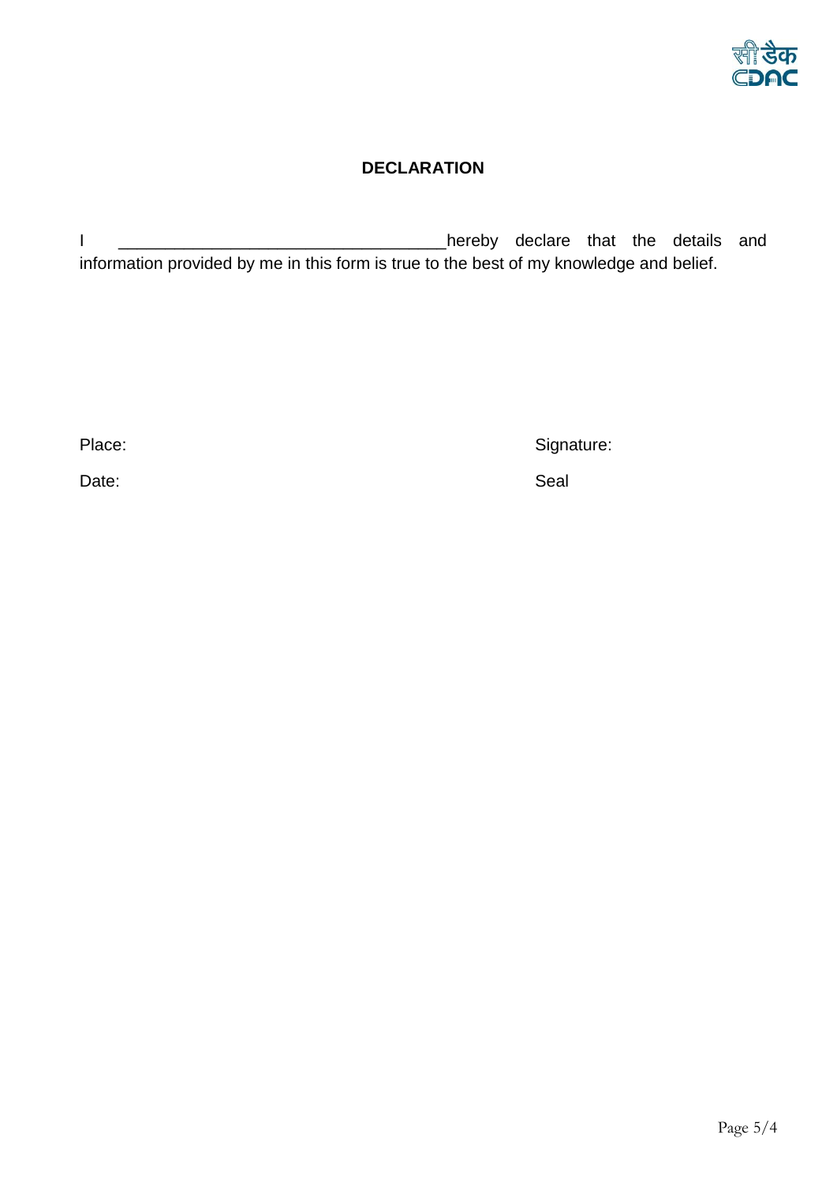# DECLARATION

I ___________________________________hereby declare that the details and information provided by me in this form is true to the best of my knowledge and belief.

Place:

Date:

Signature:

Seal